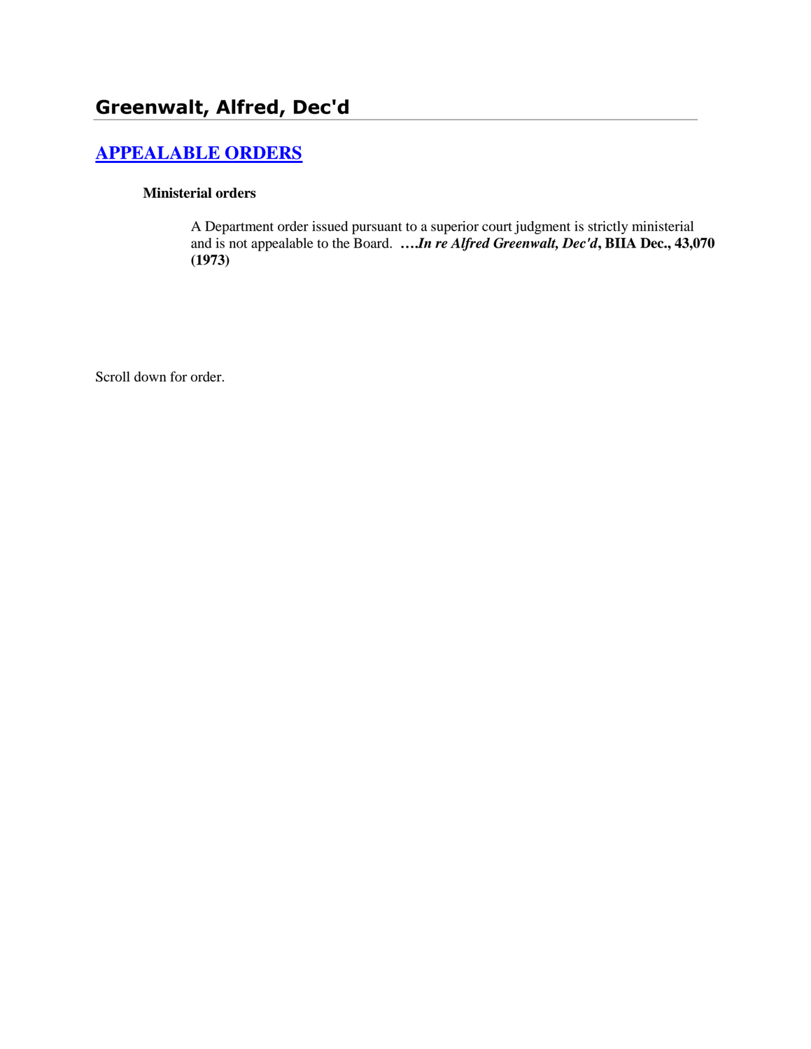# Greenwalt, Alfred, Dec'd

## APPEALABLE ORDERS

### Ministerial orders

A Department order issued pursuant to a superior court judgment is strictly ministerial and is not appealable to the Board. ***….In re Alfred Greenwalt, Dec'd*, BIIA Dec., 43,070 (1973)**

Scroll down for order.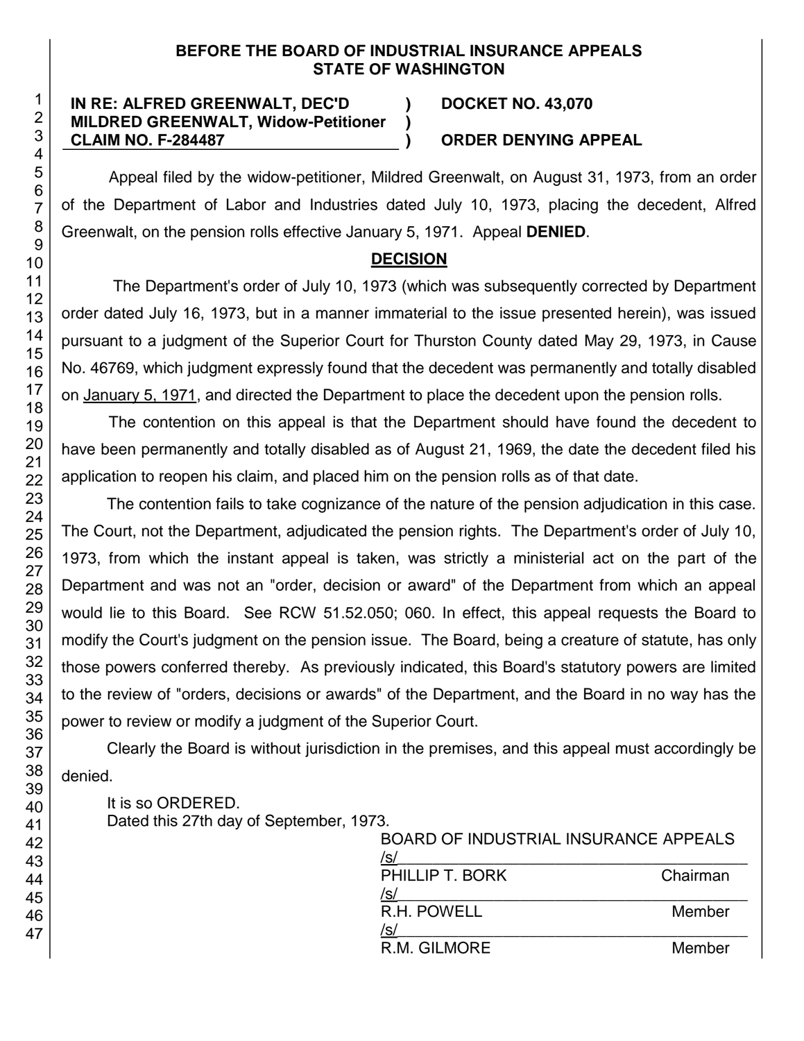**BEFORE THE BOARD OF INDUSTRIAL INSURANCE APPEALS**
**STATE OF WASHINGTON**

| | | |
|---|---|---|
| **IN RE: ALFRED GREENWALT, DEC'D** | **)** | **DOCKET NO. 43,070** |
| **MILDRED GREENWALT, Widow-Petitioner** | **)** | |
| **CLAIM NO. F-284487** | **)** | **ORDER DENYING APPEAL** |

Appeal filed by the widow-petitioner, Mildred Greenwalt, on August 31, 1973, from an order of the Department of Labor and Industries dated July 10, 1973, placing the decedent, Alfred Greenwalt, on the pension rolls effective January 5, 1971. Appeal **DENIED**.

## DECISION

The Department's order of July 10, 1973 (which was subsequently corrected by Department order dated July 16, 1973, but in a manner immaterial to the issue presented herein), was issued pursuant to a judgment of the Superior Court for Thurston County dated May 29, 1973, in Cause No. 46769, which judgment expressly found that the decedent was permanently and totally disabled on January 5, 1971, and directed the Department to place the decedent upon the pension rolls.

The contention on this appeal is that the Department should have found the decedent to have been permanently and totally disabled as of August 21, 1969, the date the decedent filed his application to reopen his claim, and placed him on the pension rolls as of that date.

The contention fails to take cognizance of the nature of the pension adjudication in this case. The Court, not the Department, adjudicated the pension rights. The Department's order of July 10, 1973, from which the instant appeal is taken, was strictly a ministerial act on the part of the Department and was not an "order, decision or award" of the Department from which an appeal would lie to this Board. See RCW 51.52.050; 060. In effect, this appeal requests the Board to modify the Court's judgment on the pension issue. The Board, being a creature of statute, has only those powers conferred thereby. As previously indicated, this Board's statutory powers are limited to the review of "orders, decisions or awards" of the Department, and the Board in no way has the power to review or modify a judgment of the Superior Court.

Clearly the Board is without jurisdiction in the premises, and this appeal must accordingly be denied.

It is so ORDERED.

Dated this 27th day of September, 1973.

BOARD OF INDUSTRIAL INSURANCE APPEALS

/s/
PHILLIP T. BORK, Chairman

/s/
R.H. POWELL, Member

/s/
R.M. GILMORE, Member